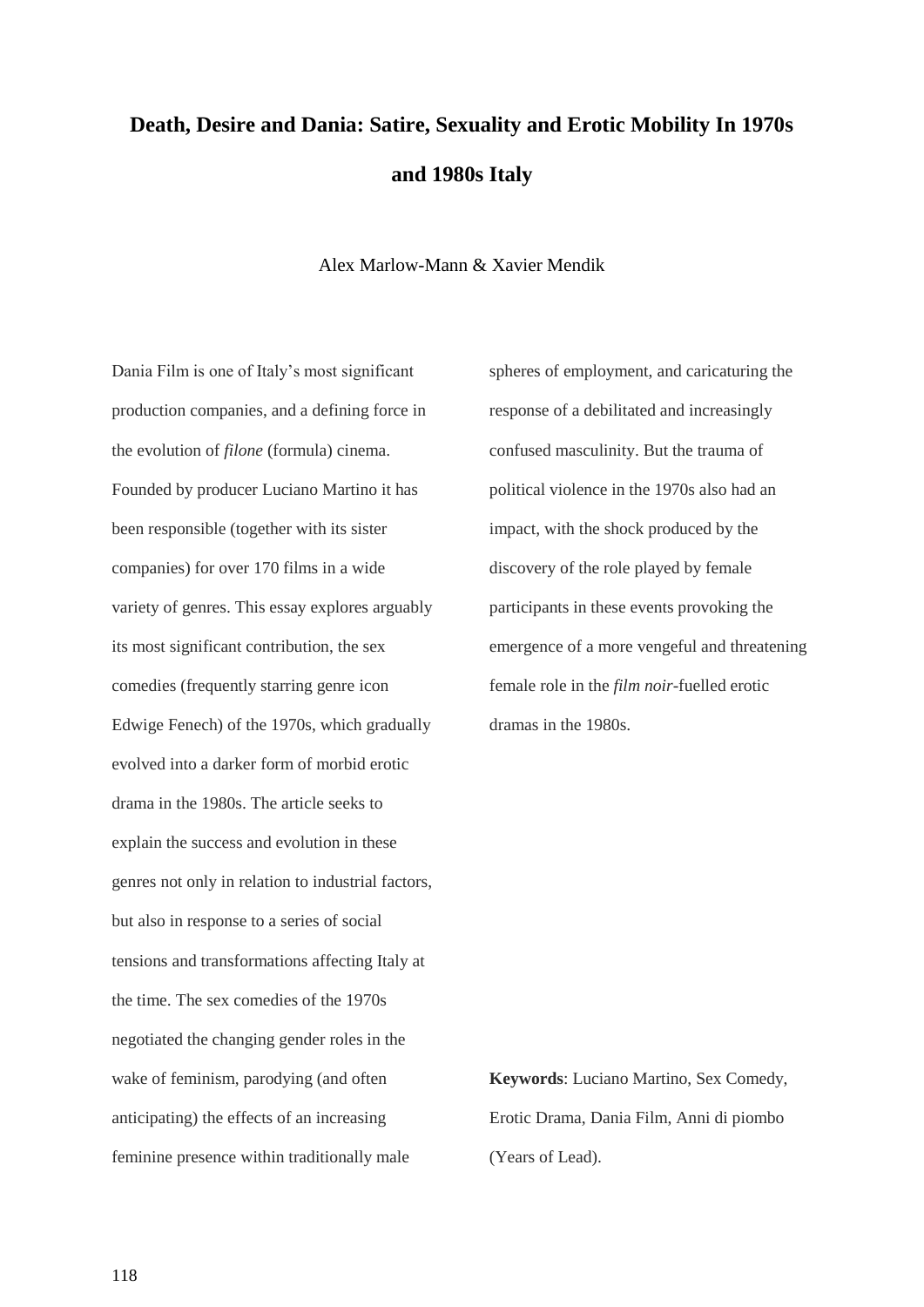# Death, Desire and Dania: Satire, Sexuality and Erotic Mobility In 1970s and 1980s Italy

Alex Marlow-Mann & Xavier Mendik

Dania Film is one of Italy's most significant production companies, and a defining force in the evolution of *filone* (formula) cinema. Founded by producer Luciano Martino it has been responsible (together with its sister companies) for over 170 films in a wide variety of genres. This essay explores arguably its most significant contribution, the sex comedies (frequently starring genre icon Edwige Fenech) of the 1970s, which gradually evolved into a darker form of morbid erotic drama in the 1980s. The article seeks to explain the success and evolution in these genres not only in relation to industrial factors, but also in response to a series of social tensions and transformations affecting Italy at the time. The sex comedies of the 1970s negotiated the changing gender roles in the wake of feminism, parodying (and often anticipating) the effects of an increasing feminine presence within traditionally male spheres of employment, and caricaturing the response of a debilitated and increasingly confused masculinity. But the trauma of political violence in the 1970s also had an impact, with the shock produced by the discovery of the role played by female participants in these events provoking the emergence of a more vengeful and threatening female role in the *film noir*-fuelled erotic dramas in the 1980s.

**Keywords**: Luciano Martino, Sex Comedy, Erotic Drama, Dania Film, Anni di piombo (Years of Lead).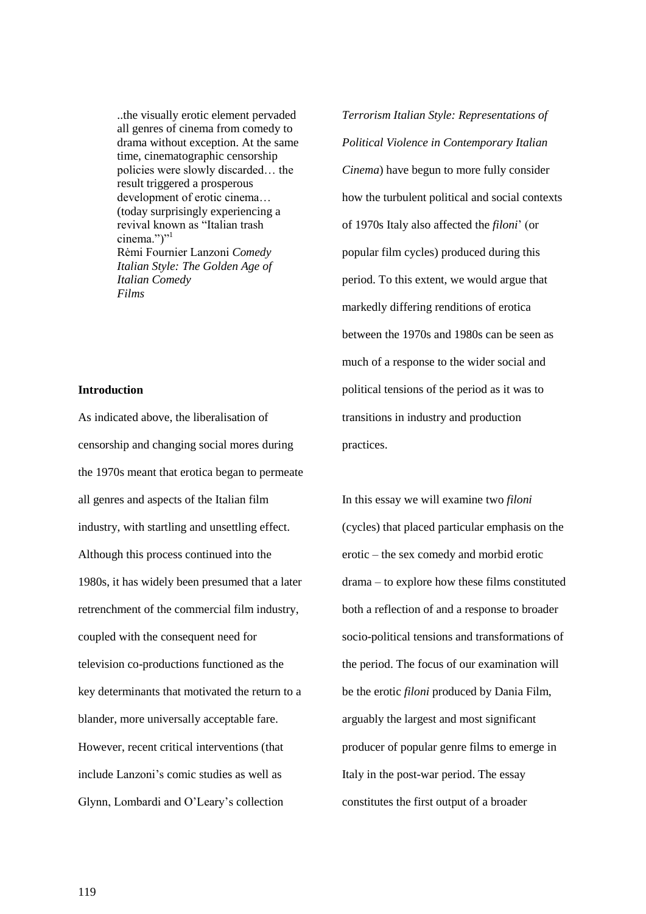> ..the visually erotic element pervaded all genres of cinema from comedy to drama without exception. At the same time, cinematographic censorship policies were slowly discarded… the result triggered a prosperous development of erotic cinema… (today surprisingly experiencing a revival known as "Italian trash cinema.")"[1]
>
> Rėmi Fournier Lanzoni *Comedy Italian Style: The Golden Age of Italian Comedy Films*

**Introduction**

As indicated above, the liberalisation of censorship and changing social mores during the 1970s meant that erotica began to permeate all genres and aspects of the Italian film industry, with startling and unsettling effect. Although this process continued into the 1980s, it has widely been presumed that a later retrenchment of the commercial film industry, coupled with the consequent need for television co-productions functioned as the key determinants that motivated the return to a blander, more universally acceptable fare. However, recent critical interventions (that include Lanzoni's comic studies as well as Glynn, Lombardi and O'Leary's collection *Terrorism Italian Style: Representations of Political Violence in Contemporary Italian Cinema*) have begun to more fully consider how the turbulent political and social contexts of 1970s Italy also affected the *filoni*' (or popular film cycles) produced during this period. To this extent, we would argue that markedly differing renditions of erotica between the 1970s and 1980s can be seen as much of a response to the wider social and political tensions of the period as it was to transitions in industry and production practices.

In this essay we will examine two *filoni* (cycles) that placed particular emphasis on the erotic – the sex comedy and morbid erotic drama – to explore how these films constituted both a reflection of and a response to broader socio-political tensions and transformations of the period. The focus of our examination will be the erotic *filoni* produced by Dania Film, arguably the largest and most significant producer of popular genre films to emerge in Italy in the post-war period. The essay constitutes the first output of a broader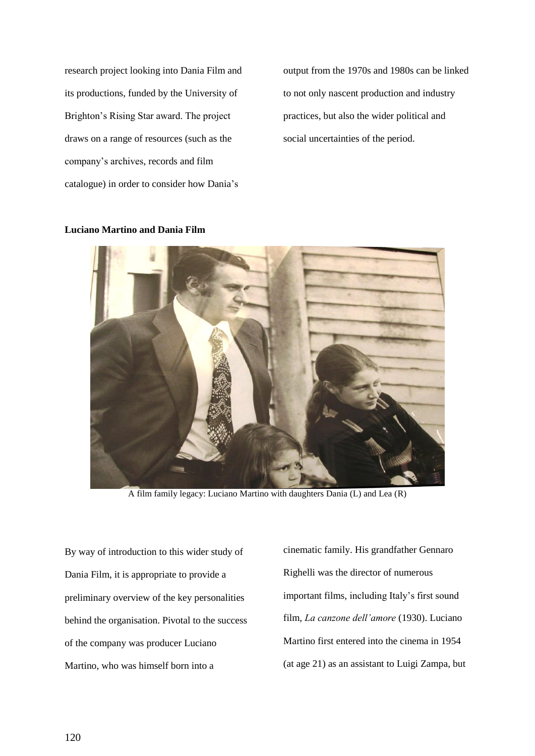research project looking into Dania Film and its productions, funded by the University of Brighton's Rising Star award. The project draws on a range of resources (such as the company's archives, records and film catalogue) in order to consider how Dania's output from the 1970s and 1980s can be linked to not only nascent production and industry practices, but also the wider political and social uncertainties of the period.

**Luciano Martino and Dania Film**

A film family legacy: Luciano Martino with daughters Dania (L) and Lea (R)

By way of introduction to this wider study of Dania Film, it is appropriate to provide a preliminary overview of the key personalities behind the organisation. Pivotal to the success of the company was producer Luciano Martino, who was himself born into a cinematic family. His grandfather Gennaro Righelli was the director of numerous important films, including Italy's first sound film, *La canzone dell'amore* (1930). Luciano Martino first entered into the cinema in 1954 (at age 21) as an assistant to Luigi Zampa, but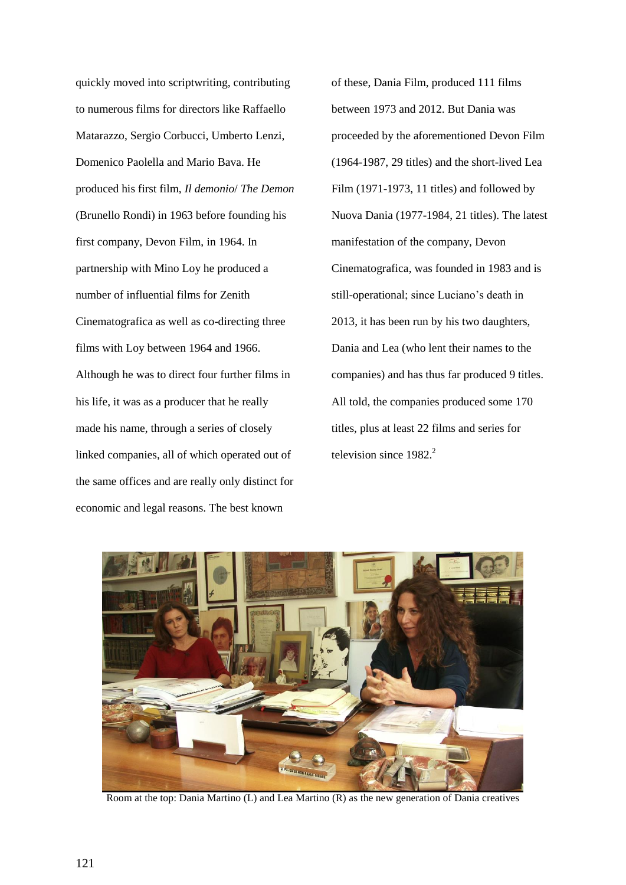quickly moved into scriptwriting, contributing to numerous films for directors like Raffaello Matarazzo, Sergio Corbucci, Umberto Lenzi, Domenico Paolella and Mario Bava. He produced his first film, *Il demonio*/ *The Demon* (Brunello Rondi) in 1963 before founding his first company, Devon Film, in 1964. In partnership with Mino Loy he produced a number of influential films for Zenith Cinematografica as well as co-directing three films with Loy between 1964 and 1966. Although he was to direct four further films in his life, it was as a producer that he really made his name, through a series of closely linked companies, all of which operated out of the same offices and are really only distinct for economic and legal reasons. The best known of these, Dania Film, produced 111 films between 1973 and 2012. But Dania was proceeded by the aforementioned Devon Film (1964-1987, 29 titles) and the short-lived Lea Film (1971-1973, 11 titles) and followed by Nuova Dania (1977-1984, 21 titles). The latest manifestation of the company, Devon Cinematografica, was founded in 1983 and is still-operational; since Luciano's death in 2013, it has been run by his two daughters, Dania and Lea (who lent their names to the companies) and has thus far produced 9 titles. All told, the companies produced some 170 titles, plus at least 22 films and series for television since 1982.[2]

Room at the top: Dania Martino (L) and Lea Martino (R) as the new generation of Dania creatives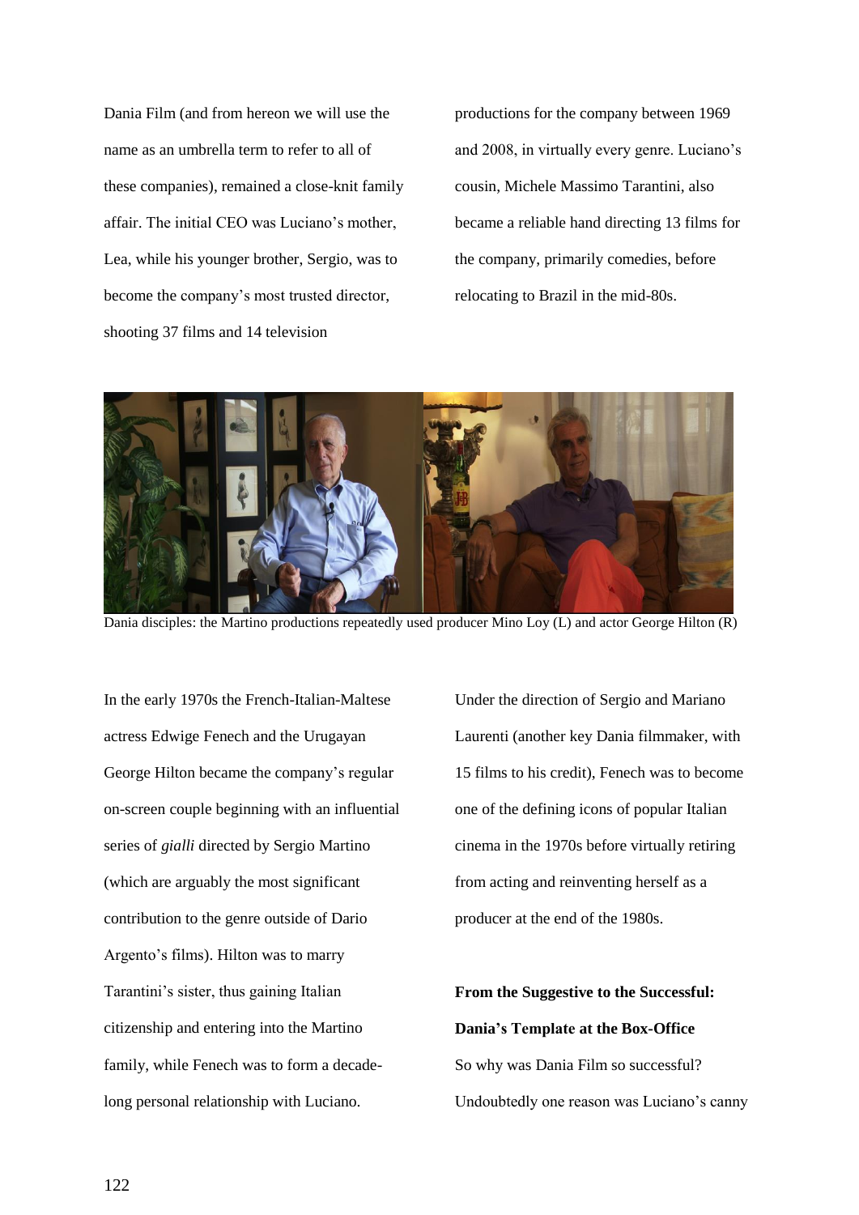Dania Film (and from hereon we will use the name as an umbrella term to refer to all of these companies), remained a close-knit family affair. The initial CEO was Luciano's mother, Lea, while his younger brother, Sergio, was to become the company's most trusted director, shooting 37 films and 14 television productions for the company between 1969 and 2008, in virtually every genre. Luciano's cousin, Michele Massimo Tarantini, also became a reliable hand directing 13 films for the company, primarily comedies, before relocating to Brazil in the mid-80s.

Dania disciples: the Martino productions repeatedly used producer Mino Loy (L) and actor George Hilton (R)

In the early 1970s the French-Italian-Maltese actress Edwige Fenech and the Urugayan George Hilton became the company's regular on-screen couple beginning with an influential series of *gialli* directed by Sergio Martino (which are arguably the most significant contribution to the genre outside of Dario Argento's films). Hilton was to marry Tarantini's sister, thus gaining Italian citizenship and entering into the Martino family, while Fenech was to form a decade-long personal relationship with Luciano. Under the direction of Sergio and Mariano Laurenti (another key Dania filmmaker, with 15 films to his credit), Fenech was to become one of the defining icons of popular Italian cinema in the 1970s before virtually retiring from acting and reinventing herself as a producer at the end of the 1980s.

**From the Suggestive to the Successful: Dania's Template at the Box-Office**

So why was Dania Film so successful? Undoubtedly one reason was Luciano's canny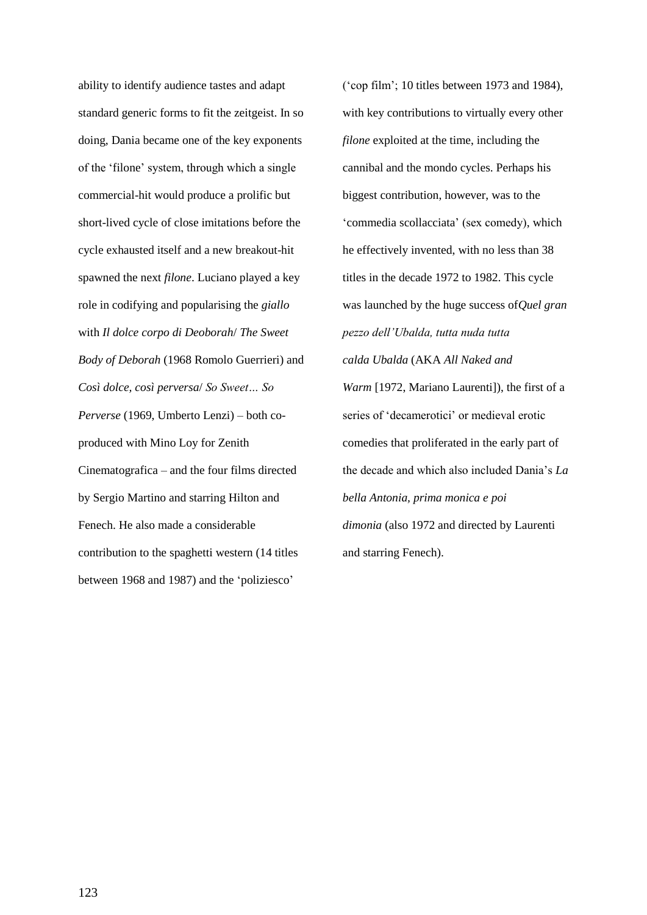ability to identify audience tastes and adapt standard generic forms to fit the zeitgeist. In so doing, Dania became one of the key exponents of the 'filone' system, through which a single commercial-hit would produce a prolific but short-lived cycle of close imitations before the cycle exhausted itself and a new breakout-hit spawned the next *filone*. Luciano played a key role in codifying and popularising the *giallo* with *Il dolce corpo di Deoborah*/ *The Sweet Body of Deborah* (1968 Romolo Guerrieri) and *Così dolce, così perversa*/ *So Sweet… So Perverse* (1969, Umberto Lenzi) – both co-produced with Mino Loy for Zenith Cinematografica – and the four films directed by Sergio Martino and starring Hilton and Fenech. He also made a considerable contribution to the spaghetti western (14 titles between 1968 and 1987) and the 'poliziesco' ('cop film'; 10 titles between 1973 and 1984), with key contributions to virtually every other *filone* exploited at the time, including the cannibal and the mondo cycles. Perhaps his biggest contribution, however, was to the 'commedia scollacciata' (sex comedy), which he effectively invented, with no less than 38 titles in the decade 1972 to 1982. This cycle was launched by the huge success of*Quel gran pezzo dell'Ubalda, tutta nuda tutta calda Ubalda* (AKA *All Naked and Warm* [1972, Mariano Laurenti]), the first of a series of 'decamerotici' or medieval erotic comedies that proliferated in the early part of the decade and which also included Dania's *La bella Antonia, prima monica e poi dimonia* (also 1972 and directed by Laurenti and starring Fenech).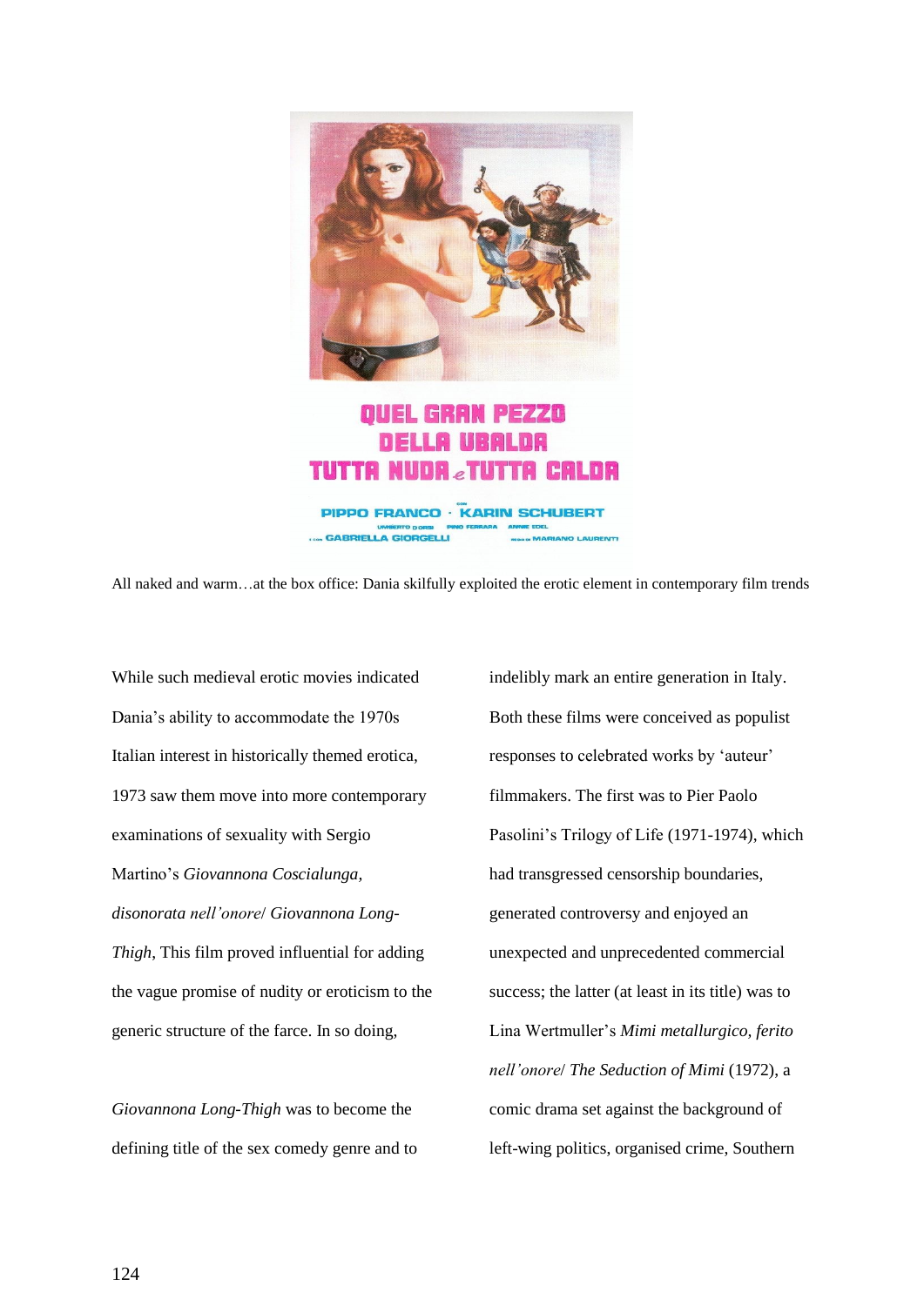All naked and warm…at the box office: Dania skilfully exploited the erotic element in contemporary film trends

While such medieval erotic movies indicated Dania's ability to accommodate the 1970s Italian interest in historically themed erotica, 1973 saw them move into more contemporary examinations of sexuality with Sergio Martino's *Giovannona Coscialunga, disonorata nell'onore*/ *Giovannona Long-Thigh*, This film proved influential for adding the vague promise of nudity or eroticism to the generic structure of the farce. In so doing,

*Giovannona Long-Thigh* was to become the defining title of the sex comedy genre and to indelibly mark an entire generation in Italy. Both these films were conceived as populist responses to celebrated works by 'auteur' filmmakers. The first was to Pier Paolo Pasolini's Trilogy of Life (1971-1974), which had transgressed censorship boundaries, generated controversy and enjoyed an unexpected and unprecedented commercial success; the latter (at least in its title) was to Lina Wertmuller's *Mimi metallurgico, ferito nell'onore*/ *The Seduction of Mimi* (1972), a comic drama set against the background of left-wing politics, organised crime, Southern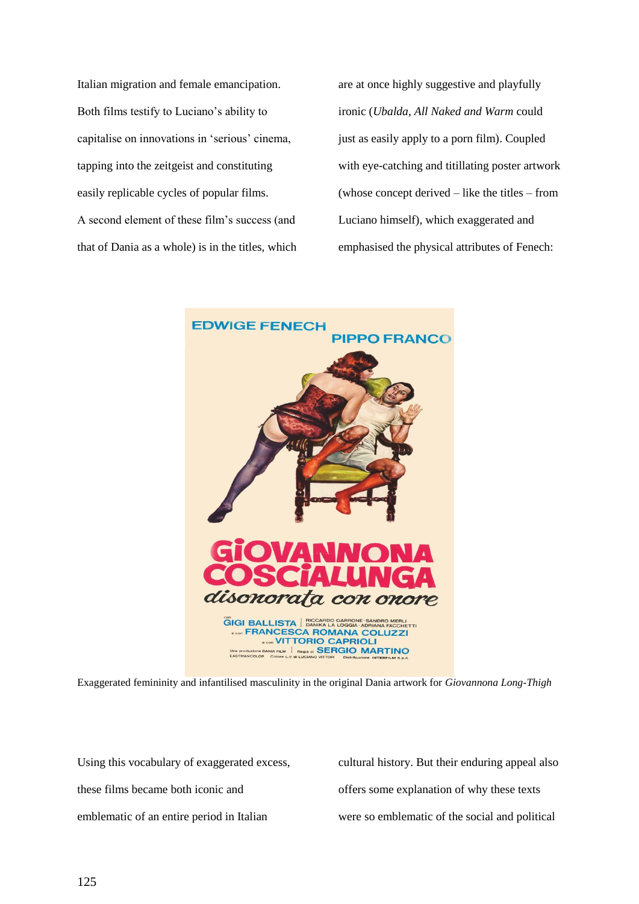Italian migration and female emancipation. Both films testify to Luciano's ability to capitalise on innovations in 'serious' cinema, tapping into the zeitgeist and constituting easily replicable cycles of popular films. A second element of these film's success (and that of Dania as a whole) is in the titles, which are at once highly suggestive and playfully ironic (*Ubalda, All Naked and Warm* could just as easily apply to a porn film). Coupled with eye-catching and titillating poster artwork (whose concept derived – like the titles – from Luciano himself), which exaggerated and emphasised the physical attributes of Fenech:

Exaggerated femininity and infantilised masculinity in the original Dania artwork for *Giovannona Long-Thigh*

Using this vocabulary of exaggerated excess, these films became both iconic and emblematic of an entire period in Italian cultural history. But their enduring appeal also offers some explanation of why these texts were so emblematic of the social and political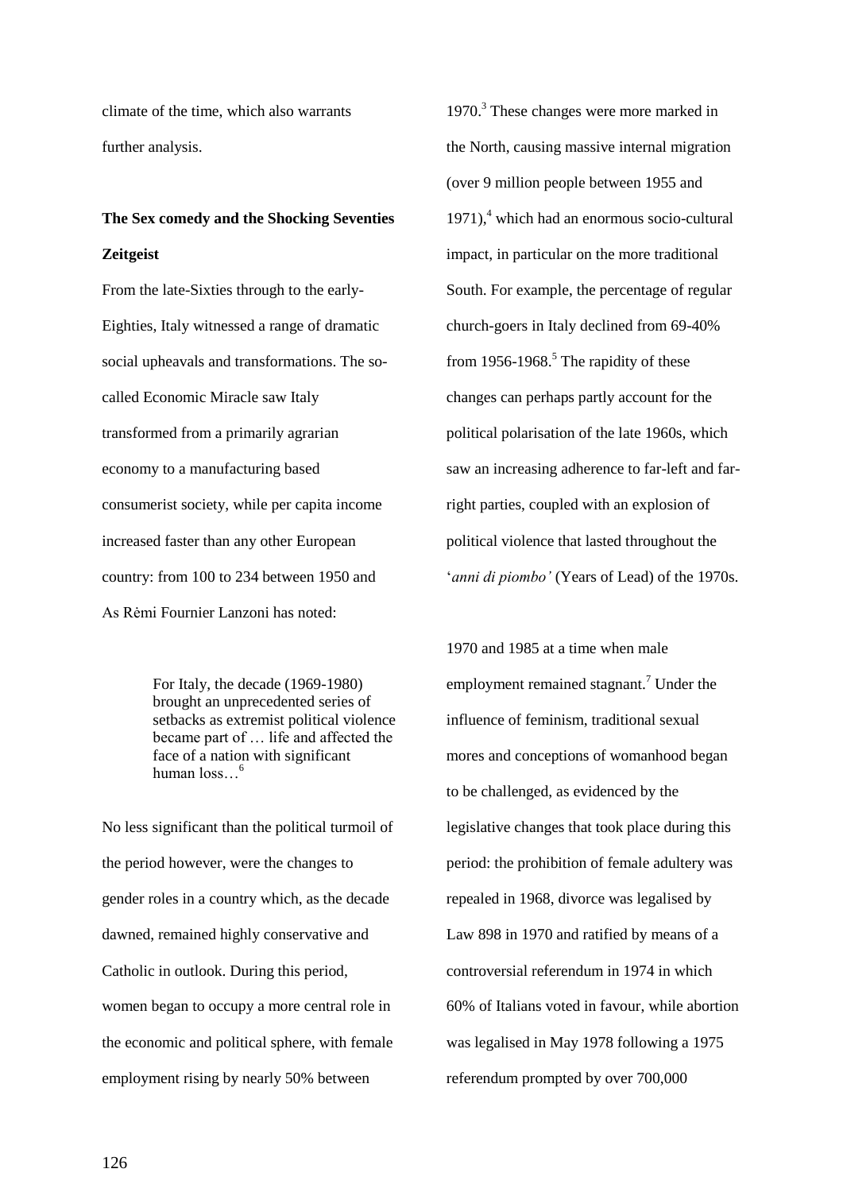climate of the time, which also warrants further analysis.

**The Sex comedy and the Shocking Seventies Zeitgeist**

From the late-Sixties through to the early-Eighties, Italy witnessed a range of dramatic social upheavals and transformations. The so-called Economic Miracle saw Italy transformed from a primarily agrarian economy to a manufacturing based consumerist society, while per capita income increased faster than any other European country: from 100 to 234 between 1950 and 1970.[3] These changes were more marked in the North, causing massive internal migration (over 9 million people between 1955 and 1971),[4] which had an enormous socio-cultural impact, in particular on the more traditional South. For example, the percentage of regular church-goers in Italy declined from 69-40% from 1956-1968.[5] The rapidity of these changes can perhaps partly account for the political polarisation of the late 1960s, which saw an increasing adherence to far-left and far-right parties, coupled with an explosion of political violence that lasted throughout the '*anni di piombo'* (Years of Lead) of the 1970s.

As Rėmi Fournier Lanzoni has noted:

> For Italy, the decade (1969-1980) brought an unprecedented series of setbacks as extremist political violence became part of … life and affected the face of a nation with significant human loss…[6]

No less significant than the political turmoil of the period however, were the changes to gender roles in a country which, as the decade dawned, remained highly conservative and Catholic in outlook. During this period, women began to occupy a more central role in the economic and political sphere, with female employment rising by nearly 50% between 1970 and 1985 at a time when male employment remained stagnant.[7] Under the influence of feminism, traditional sexual mores and conceptions of womanhood began to be challenged, as evidenced by the legislative changes that took place during this period: the prohibition of female adultery was repealed in 1968, divorce was legalised by Law 898 in 1970 and ratified by means of a controversial referendum in 1974 in which 60% of Italians voted in favour, while abortion was legalised in May 1978 following a 1975 referendum prompted by over 700,000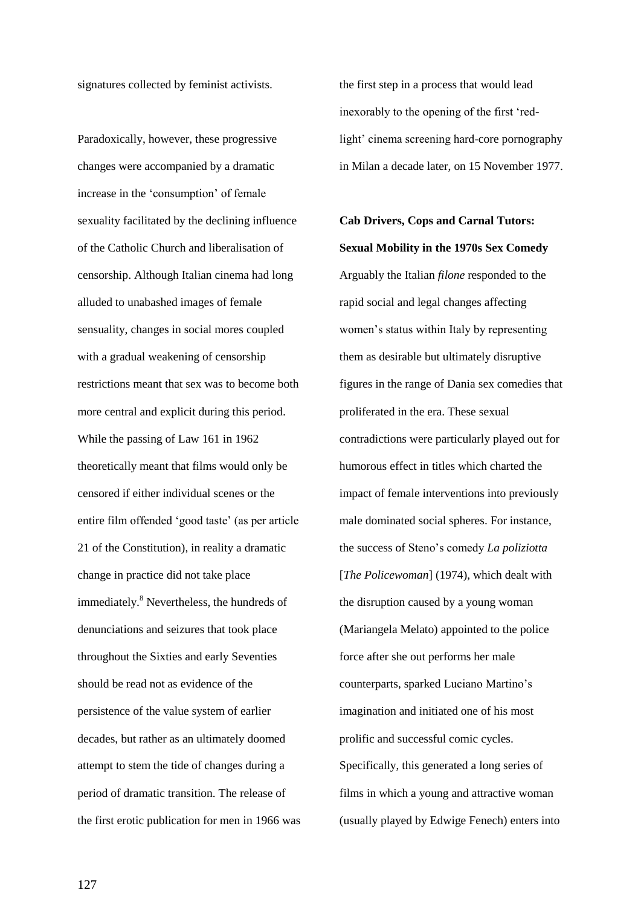signatures collected by feminist activists.

Paradoxically, however, these progressive changes were accompanied by a dramatic increase in the 'consumption' of female sexuality facilitated by the declining influence of the Catholic Church and liberalisation of censorship. Although Italian cinema had long alluded to unabashed images of female sensuality, changes in social mores coupled with a gradual weakening of censorship restrictions meant that sex was to become both more central and explicit during this period. While the passing of Law 161 in 1962 theoretically meant that films would only be censored if either individual scenes or the entire film offended 'good taste' (as per article 21 of the Constitution), in reality a dramatic change in practice did not take place immediately.[8] Nevertheless, the hundreds of denunciations and seizures that took place throughout the Sixties and early Seventies should be read not as evidence of the persistence of the value system of earlier decades, but rather as an ultimately doomed attempt to stem the tide of changes during a period of dramatic transition. The release of the first erotic publication for men in 1966 was the first step in a process that would lead inexorably to the opening of the first 'red-light' cinema screening hard-core pornography in Milan a decade later, on 15 November 1977.

**Cab Drivers, Cops and Carnal Tutors: Sexual Mobility in the 1970s Sex Comedy**

Arguably the Italian *filone* responded to the rapid social and legal changes affecting women's status within Italy by representing them as desirable but ultimately disruptive figures in the range of Dania sex comedies that proliferated in the era. These sexual contradictions were particularly played out for humorous effect in titles which charted the impact of female interventions into previously male dominated social spheres. For instance, the success of Steno's comedy *La poliziotta* [*The Policewoman*] (1974), which dealt with the disruption caused by a young woman (Mariangela Melato) appointed to the police force after she out performs her male counterparts, sparked Luciano Martino's imagination and initiated one of his most prolific and successful comic cycles. Specifically, this generated a long series of films in which a young and attractive woman (usually played by Edwige Fenech) enters into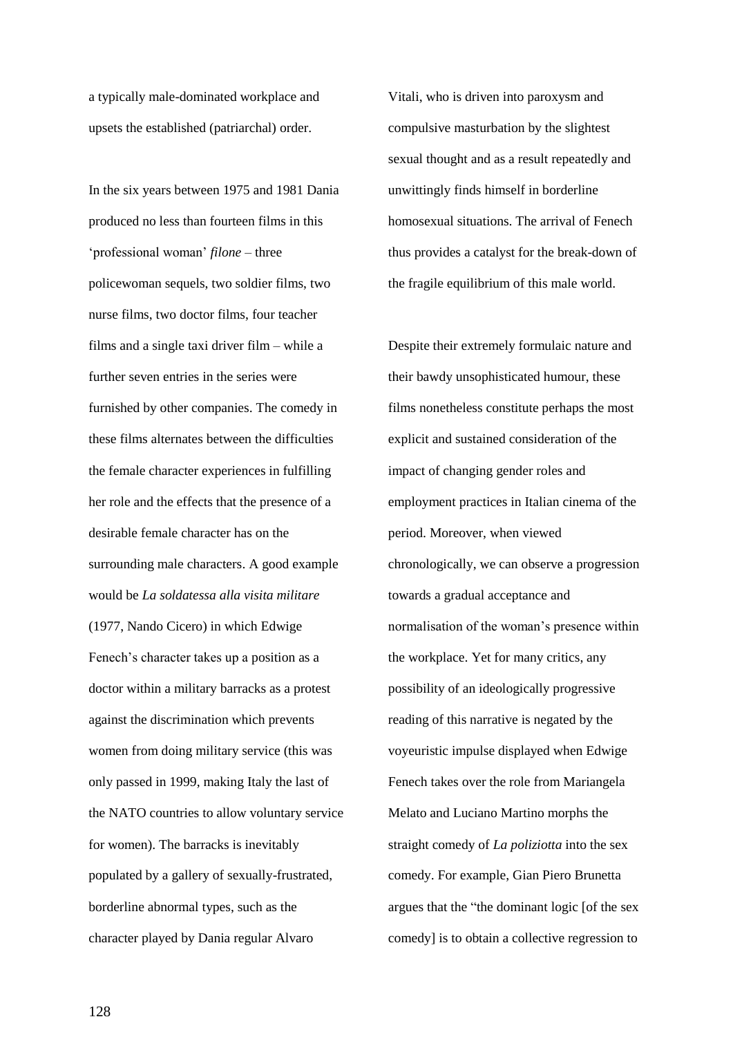a typically male-dominated workplace and upsets the established (patriarchal) order.

In the six years between 1975 and 1981 Dania produced no less than fourteen films in this 'professional woman' *filone* – three policewoman sequels, two soldier films, two nurse films, two doctor films, four teacher films and a single taxi driver film – while a further seven entries in the series were furnished by other companies. The comedy in these films alternates between the difficulties the female character experiences in fulfilling her role and the effects that the presence of a desirable female character has on the surrounding male characters. A good example would be *La soldatessa alla visita militare* (1977, Nando Cicero) in which Edwige Fenech's character takes up a position as a doctor within a military barracks as a protest against the discrimination which prevents women from doing military service (this was only passed in 1999, making Italy the last of the NATO countries to allow voluntary service for women). The barracks is inevitably populated by a gallery of sexually-frustrated, borderline abnormal types, such as the character played by Dania regular Alvaro Vitali, who is driven into paroxysm and compulsive masturbation by the slightest sexual thought and as a result repeatedly and unwittingly finds himself in borderline homosexual situations. The arrival of Fenech thus provides a catalyst for the break-down of the fragile equilibrium of this male world.

Despite their extremely formulaic nature and their bawdy unsophisticated humour, these films nonetheless constitute perhaps the most explicit and sustained consideration of the impact of changing gender roles and employment practices in Italian cinema of the period. Moreover, when viewed chronologically, we can observe a progression towards a gradual acceptance and normalisation of the woman's presence within the workplace. Yet for many critics, any possibility of an ideologically progressive reading of this narrative is negated by the voyeuristic impulse displayed when Edwige Fenech takes over the role from Mariangela Melato and Luciano Martino morphs the straight comedy of *La poliziotta* into the sex comedy. For example, Gian Piero Brunetta argues that the "the dominant logic [of the sex comedy] is to obtain a collective regression to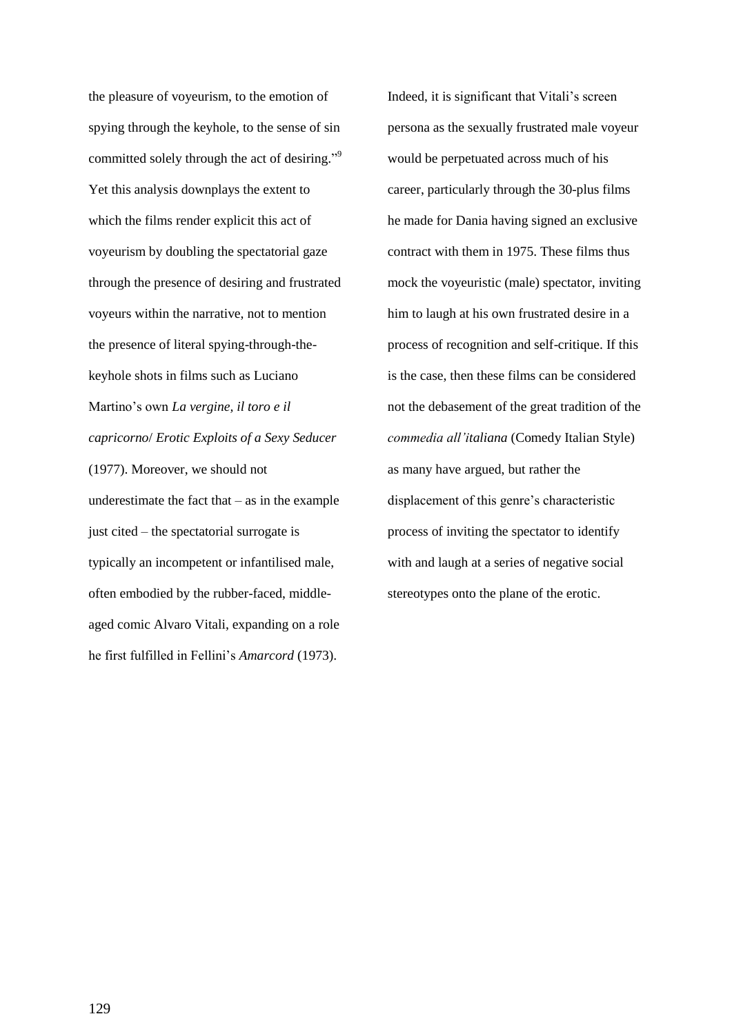the pleasure of voyeurism, to the emotion of spying through the keyhole, to the sense of sin committed solely through the act of desiring."[9] Yet this analysis downplays the extent to which the films render explicit this act of voyeurism by doubling the spectatorial gaze through the presence of desiring and frustrated voyeurs within the narrative, not to mention the presence of literal spying-through-the-keyhole shots in films such as Luciano Martino's own *La vergine, il toro e il capricorno*/ *Erotic Exploits of a Sexy Seducer* (1977). Moreover, we should not underestimate the fact that – as in the example just cited – the spectatorial surrogate is typically an incompetent or infantilised male, often embodied by the rubber-faced, middle-aged comic Alvaro Vitali, expanding on a role he first fulfilled in Fellini's *Amarcord* (1973). Indeed, it is significant that Vitali's screen persona as the sexually frustrated male voyeur would be perpetuated across much of his career, particularly through the 30-plus films he made for Dania having signed an exclusive contract with them in 1975. These films thus mock the voyeuristic (male) spectator, inviting him to laugh at his own frustrated desire in a process of recognition and self-critique. If this is the case, then these films can be considered not the debasement of the great tradition of the *commedia all'italiana* (Comedy Italian Style) as many have argued, but rather the displacement of this genre's characteristic process of inviting the spectator to identify with and laugh at a series of negative social stereotypes onto the plane of the erotic.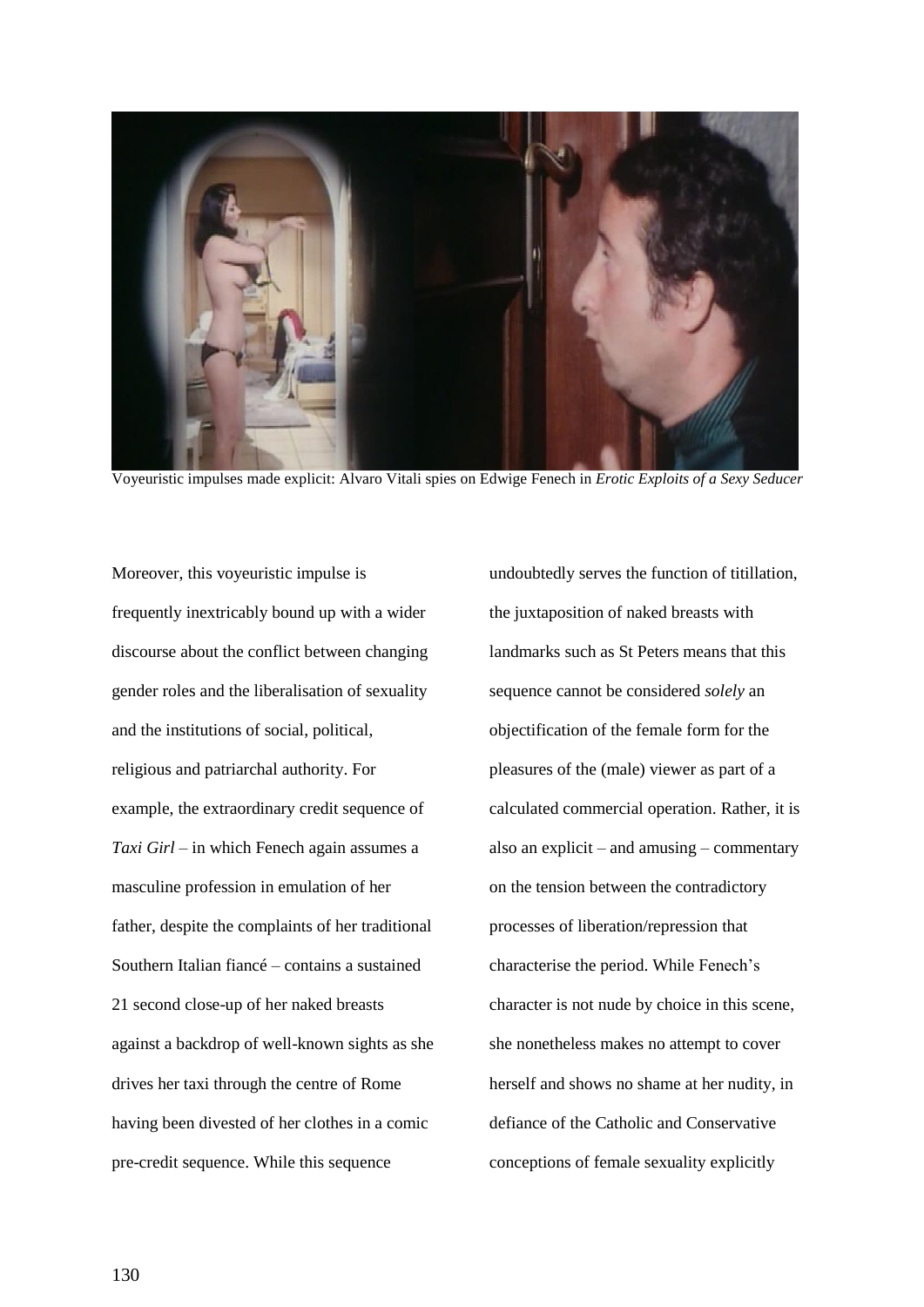Voyeuristic impulses made explicit: Alvaro Vitali spies on Edwige Fenech in *Erotic Exploits of a Sexy Seducer*

Moreover, this voyeuristic impulse is frequently inextricably bound up with a wider discourse about the conflict between changing gender roles and the liberalisation of sexuality and the institutions of social, political, religious and patriarchal authority. For example, the extraordinary credit sequence of *Taxi Girl* – in which Fenech again assumes a masculine profession in emulation of her father, despite the complaints of her traditional Southern Italian fiancé – contains a sustained 21 second close-up of her naked breasts against a backdrop of well-known sights as she drives her taxi through the centre of Rome having been divested of her clothes in a comic pre-credit sequence. While this sequence undoubtedly serves the function of titillation, the juxtaposition of naked breasts with landmarks such as St Peters means that this sequence cannot be considered *solely* an objectification of the female form for the pleasures of the (male) viewer as part of a calculated commercial operation. Rather, it is also an explicit – and amusing – commentary on the tension between the contradictory processes of liberation/repression that characterise the period. While Fenech's character is not nude by choice in this scene, she nonetheless makes no attempt to cover herself and shows no shame at her nudity, in defiance of the Catholic and Conservative conceptions of female sexuality explicitly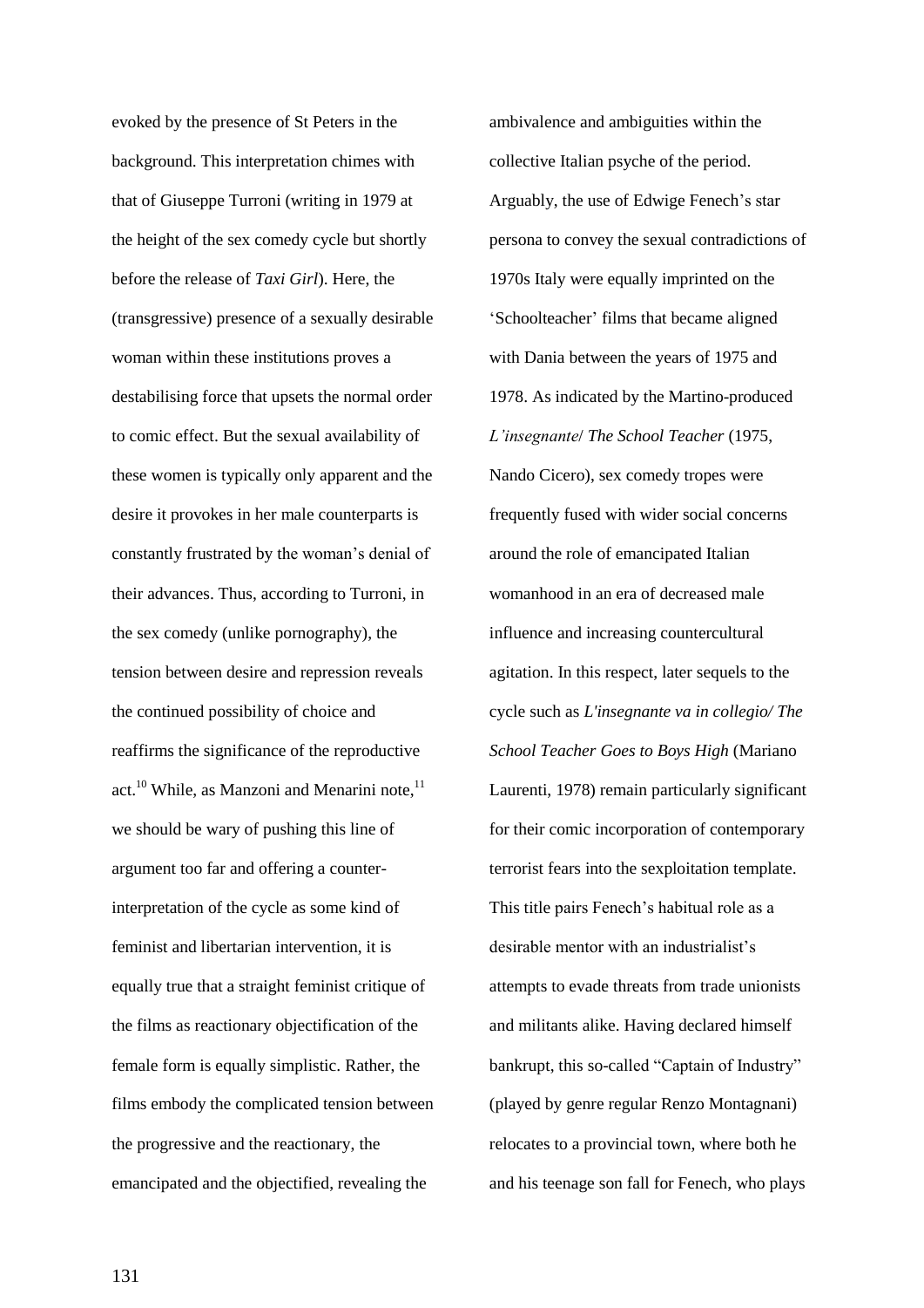evoked by the presence of St Peters in the background. This interpretation chimes with that of Giuseppe Turroni (writing in 1979 at the height of the sex comedy cycle but shortly before the release of *Taxi Girl*). Here, the (transgressive) presence of a sexually desirable woman within these institutions proves a destabilising force that upsets the normal order to comic effect. But the sexual availability of these women is typically only apparent and the desire it provokes in her male counterparts is constantly frustrated by the woman's denial of their advances. Thus, according to Turroni, in the sex comedy (unlike pornography), the tension between desire and repression reveals the continued possibility of choice and reaffirms the significance of the reproductive act.[10] While, as Manzoni and Menarini note,[11] we should be wary of pushing this line of argument too far and offering a counter-interpretation of the cycle as some kind of feminist and libertarian intervention, it is equally true that a straight feminist critique of the films as reactionary objectification of the female form is equally simplistic. Rather, the films embody the complicated tension between the progressive and the reactionary, the emancipated and the objectified, revealing the ambivalence and ambiguities within the collective Italian psyche of the period.

Arguably, the use of Edwige Fenech's star persona to convey the sexual contradictions of 1970s Italy were equally imprinted on the 'Schoolteacher' films that became aligned with Dania between the years of 1975 and 1978. As indicated by the Martino-produced *L'insegnante*/ *The School Teacher* (1975, Nando Cicero), sex comedy tropes were frequently fused with wider social concerns around the role of emancipated Italian womanhood in an era of decreased male influence and increasing countercultural agitation. In this respect, later sequels to the cycle such as *L'insegnante va in collegio/ The School Teacher Goes to Boys High* (Mariano Laurenti, 1978) remain particularly significant for their comic incorporation of contemporary terrorist fears into the sexploitation template. This title pairs Fenech's habitual role as a desirable mentor with an industrialist's attempts to evade threats from trade unionists and militants alike. Having declared himself bankrupt, this so-called "Captain of Industry" (played by genre regular Renzo Montagnani) relocates to a provincial town, where both he and his teenage son fall for Fenech, who plays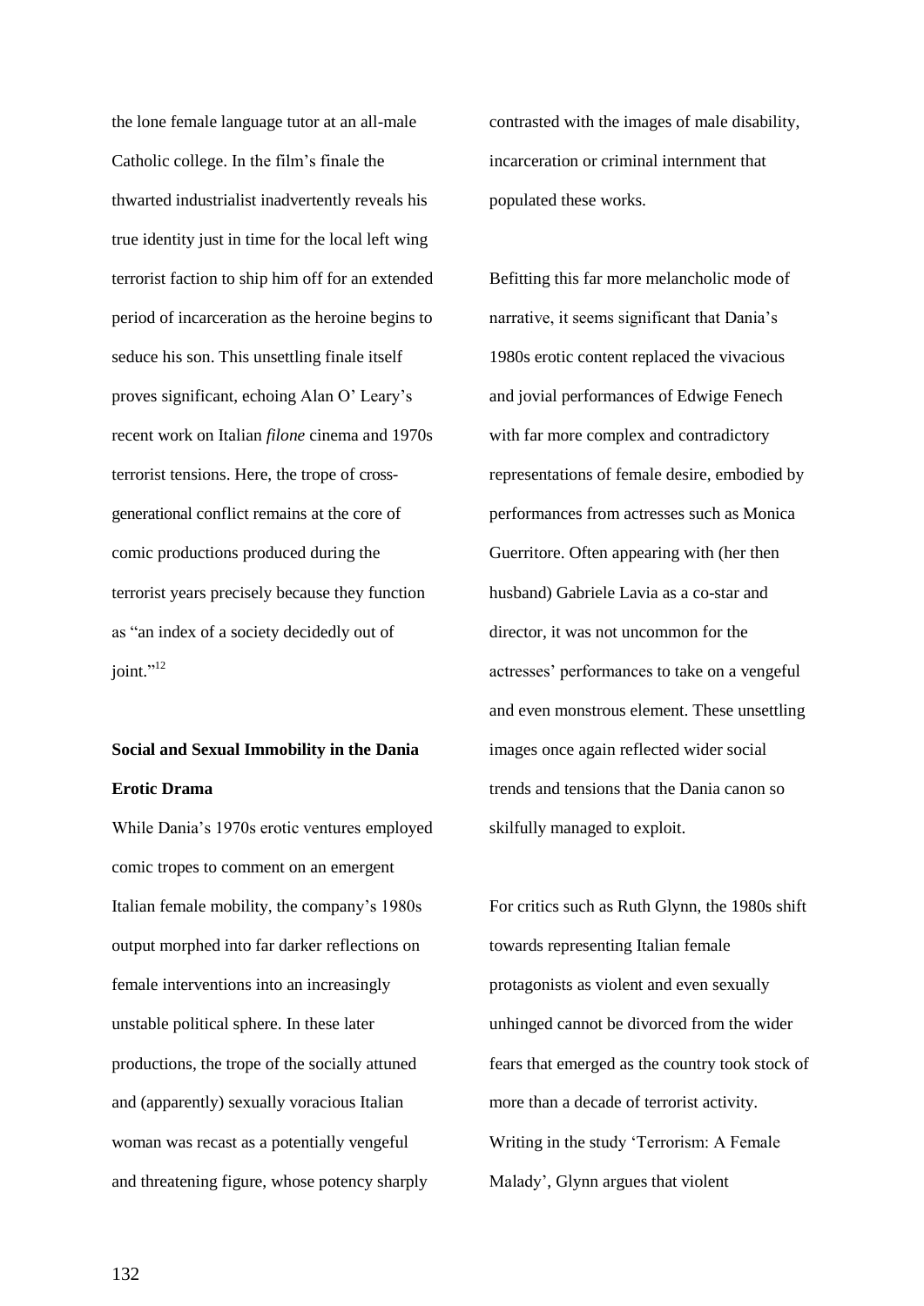the lone female language tutor at an all-male Catholic college. In the film's finale the thwarted industrialist inadvertently reveals his true identity just in time for the local left wing terrorist faction to ship him off for an extended period of incarceration as the heroine begins to seduce his son. This unsettling finale itself proves significant, echoing Alan O' Leary's recent work on Italian *filone* cinema and 1970s terrorist tensions. Here, the trope of cross-generational conflict remains at the core of comic productions produced during the terrorist years precisely because they function as "an index of a society decidedly out of joint."[12]

## Social and Sexual Immobility in the Dania Erotic Drama

While Dania's 1970s erotic ventures employed comic tropes to comment on an emergent Italian female mobility, the company's 1980s output morphed into far darker reflections on female interventions into an increasingly unstable political sphere. In these later productions, the trope of the socially attuned and (apparently) sexually voracious Italian woman was recast as a potentially vengeful and threatening figure, whose potency sharply contrasted with the images of male disability, incarceration or criminal internment that populated these works.

Befitting this far more melancholic mode of narrative, it seems significant that Dania's 1980s erotic content replaced the vivacious and jovial performances of Edwige Fenech with far more complex and contradictory representations of female desire, embodied by performances from actresses such as Monica Guerritore. Often appearing with (her then husband) Gabriele Lavia as a co-star and director, it was not uncommon for the actresses' performances to take on a vengeful and even monstrous element. These unsettling images once again reflected wider social trends and tensions that the Dania canon so skilfully managed to exploit.

For critics such as Ruth Glynn, the 1980s shift towards representing Italian female protagonists as violent and even sexually unhinged cannot be divorced from the wider fears that emerged as the country took stock of more than a decade of terrorist activity. Writing in the study 'Terrorism: A Female Malady', Glynn argues that violent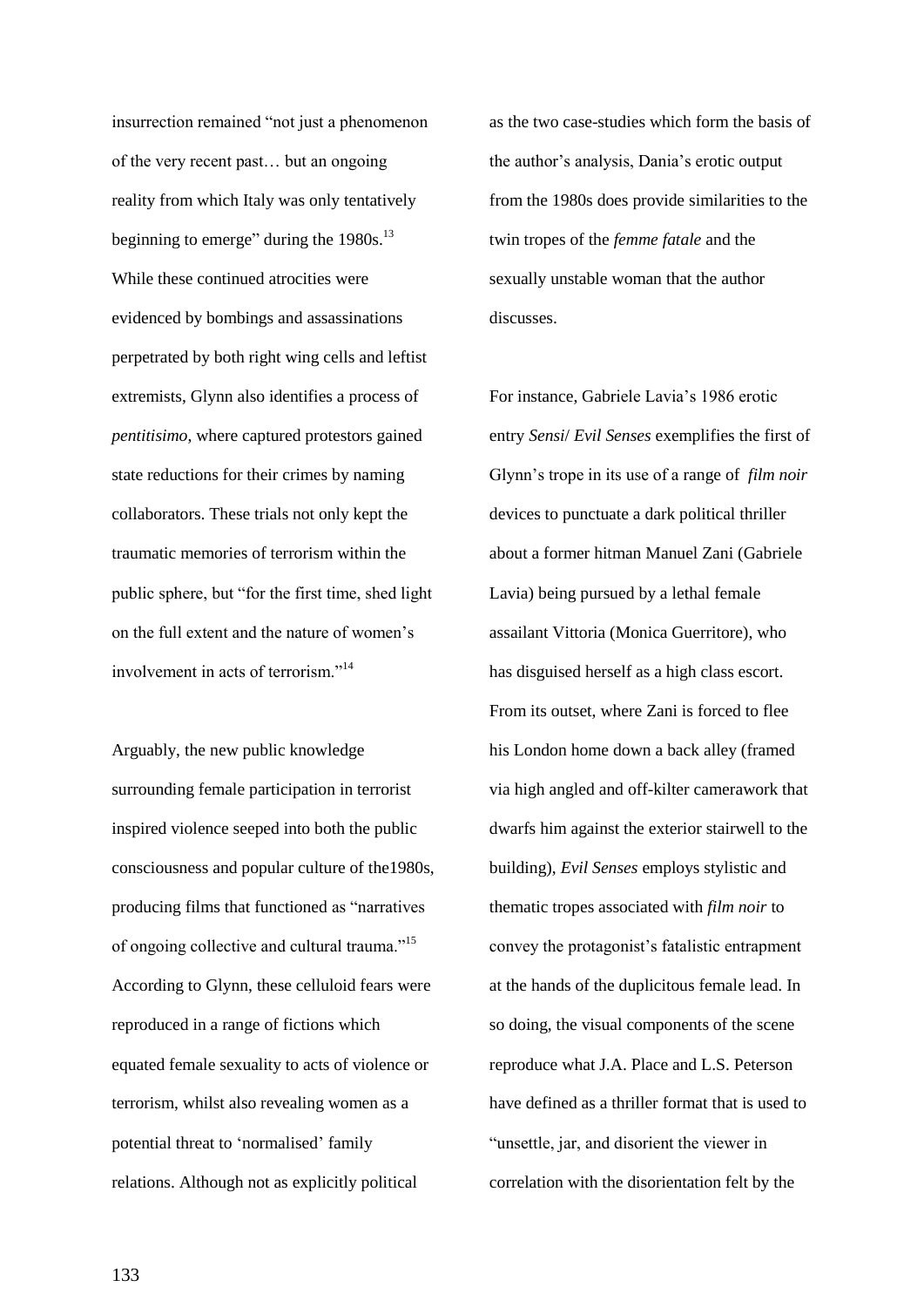insurrection remained “not just a phenomenon of the very recent past… but an ongoing reality from which Italy was only tentatively beginning to emerge” during the 1980s.[13] While these continued atrocities were evidenced by bombings and assassinations perpetrated by both right wing cells and leftist extremists, Glynn also identifies a process of *pentitisimo*, where captured protestors gained state reductions for their crimes by naming collaborators. These trials not only kept the traumatic memories of terrorism within the public sphere, but “for the first time, shed light on the full extent and the nature of women’s involvement in acts of terrorism.”[14]

Arguably, the new public knowledge surrounding female participation in terrorist inspired violence seeped into both the public consciousness and popular culture of the1980s, producing films that functioned as “narratives of ongoing collective and cultural trauma.”[15] According to Glynn, these celluloid fears were reproduced in a range of fictions which equated female sexuality to acts of violence or terrorism, whilst also revealing women as a potential threat to ‘normalised’ family relations. Although not as explicitly political as the two case-studies which form the basis of the author’s analysis, Dania’s erotic output from the 1980s does provide similarities to the twin tropes of the *femme fatale* and the sexually unstable woman that the author discusses.

For instance, Gabriele Lavia’s 1986 erotic entry *Sensi*/ *Evil Senses* exemplifies the first of Glynn’s trope in its use of a range of *film noir* devices to punctuate a dark political thriller about a former hitman Manuel Zani (Gabriele Lavia) being pursued by a lethal female assailant Vittoria (Monica Guerritore), who has disguised herself as a high class escort. From its outset, where Zani is forced to flee his London home down a back alley (framed via high angled and off-kilter camerawork that dwarfs him against the exterior stairwell to the building), *Evil Senses* employs stylistic and thematic tropes associated with *film noir* to convey the protagonist’s fatalistic entrapment at the hands of the duplicitous female lead. In so doing, the visual components of the scene reproduce what J.A. Place and L.S. Peterson have defined as a thriller format that is used to “unsettle, jar, and disorient the viewer in correlation with the disorientation felt by the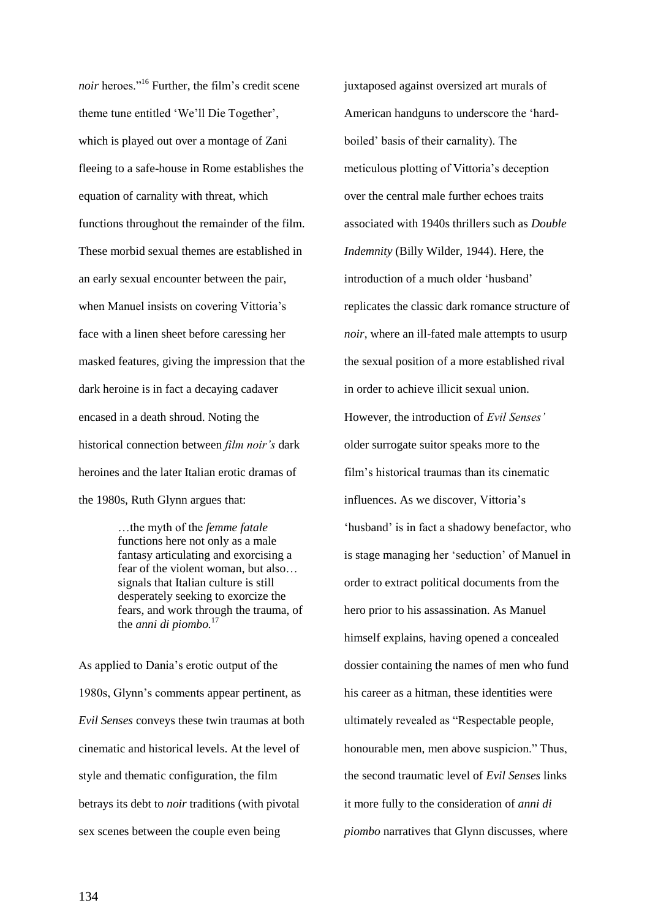*noir* heroes."[16] Further, the film's credit scene theme tune entitled 'We'll Die Together', which is played out over a montage of Zani fleeing to a safe-house in Rome establishes the equation of carnality with threat, which functions throughout the remainder of the film. These morbid sexual themes are established in an early sexual encounter between the pair, when Manuel insists on covering Vittoria's face with a linen sheet before caressing her masked features, giving the impression that the dark heroine is in fact a decaying cadaver encased in a death shroud. Noting the historical connection between *film noir's* dark heroines and the later Italian erotic dramas of the 1980s, Ruth Glynn argues that:

> …the myth of the *femme fatale* functions here not only as a male fantasy articulating and exorcising a fear of the violent woman, but also… signals that Italian culture is still desperately seeking to exorcize the fears, and work through the trauma, of the *anni di piombo.*[17]

As applied to Dania's erotic output of the 1980s, Glynn's comments appear pertinent, as *Evil Senses* conveys these twin traumas at both cinematic and historical levels. At the level of style and thematic configuration, the film betrays its debt to *noir* traditions (with pivotal sex scenes between the couple even being juxtaposed against oversized art murals of American handguns to underscore the 'hard-boiled' basis of their carnality). The meticulous plotting of Vittoria's deception over the central male further echoes traits associated with 1940s thrillers such as *Double Indemnity* (Billy Wilder, 1944). Here, the introduction of a much older 'husband' replicates the classic dark romance structure of *noir*, where an ill-fated male attempts to usurp the sexual position of a more established rival in order to achieve illicit sexual union. However, the introduction of *Evil Senses'* older surrogate suitor speaks more to the film's historical traumas than its cinematic influences. As we discover, Vittoria's 'husband' is in fact a shadowy benefactor, who is stage managing her 'seduction' of Manuel in order to extract political documents from the hero prior to his assassination. As Manuel himself explains, having opened a concealed dossier containing the names of men who fund his career as a hitman, these identities were ultimately revealed as "Respectable people, honourable men, men above suspicion." Thus, the second traumatic level of *Evil Senses* links it more fully to the consideration of *anni di piombo* narratives that Glynn discusses, where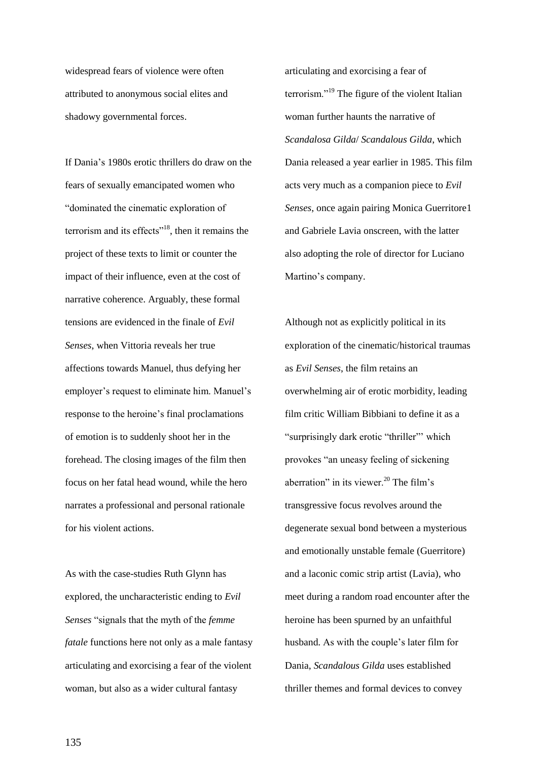widespread fears of violence were often attributed to anonymous social elites and shadowy governmental forces.

If Dania's 1980s erotic thrillers do draw on the fears of sexually emancipated women who "dominated the cinematic exploration of terrorism and its effects"[18], then it remains the project of these texts to limit or counter the impact of their influence, even at the cost of narrative coherence. Arguably, these formal tensions are evidenced in the finale of *Evil Senses*, when Vittoria reveals her true affections towards Manuel, thus defying her employer's request to eliminate him. Manuel's response to the heroine's final proclamations of emotion is to suddenly shoot her in the forehead. The closing images of the film then focus on her fatal head wound, while the hero narrates a professional and personal rationale for his violent actions.

As with the case-studies Ruth Glynn has explored, the uncharacteristic ending to *Evil Senses* "signals that the myth of the *femme fatale* functions here not only as a male fantasy articulating and exorcising a fear of the violent woman, but also as a wider cultural fantasy articulating and exorcising a fear of terrorism."[19] The figure of the violent Italian woman further haunts the narrative of *Scandalosa Gilda*/ *Scandalous Gilda*, which Dania released a year earlier in 1985. This film acts very much as a companion piece to *Evil Senses*, once again pairing Monica Guerritore1 and Gabriele Lavia onscreen, with the latter also adopting the role of director for Luciano Martino's company.

Although not as explicitly political in its exploration of the cinematic/historical traumas as *Evil Senses*, the film retains an overwhelming air of erotic morbidity, leading film critic William Bibbiani to define it as a "surprisingly dark erotic "thriller"' which provokes "an uneasy feeling of sickening aberration" in its viewer.[20] The film's transgressive focus revolves around the degenerate sexual bond between a mysterious and emotionally unstable female (Guerritore) and a laconic comic strip artist (Lavia), who meet during a random road encounter after the heroine has been spurned by an unfaithful husband. As with the couple's later film for Dania, *Scandalous Gilda* uses established thriller themes and formal devices to convey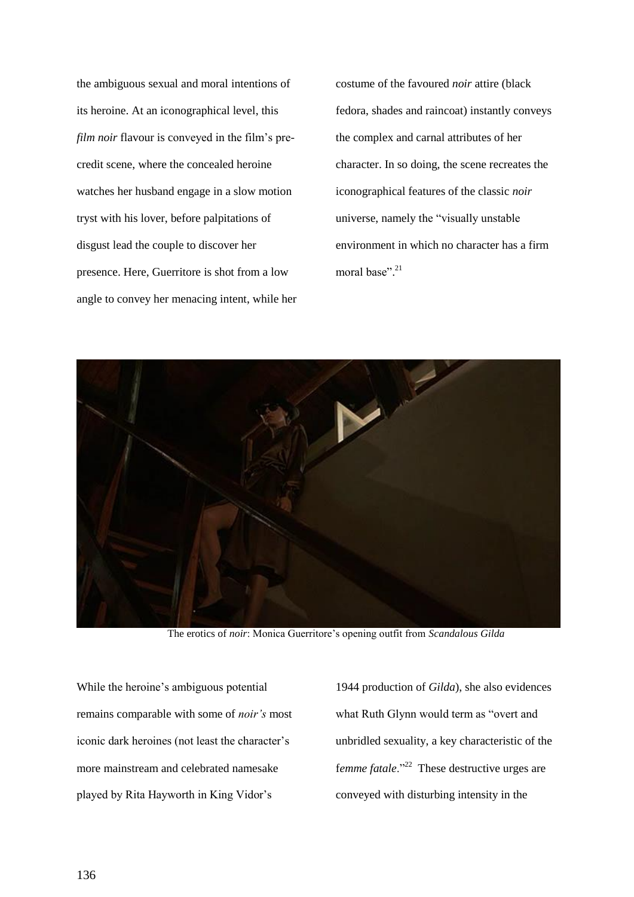the ambiguous sexual and moral intentions of its heroine. At an iconographical level, this *film noir* flavour is conveyed in the film's pre-credit scene, where the concealed heroine watches her husband engage in a slow motion tryst with his lover, before palpitations of disgust lead the couple to discover her presence. Here, Guerritore is shot from a low angle to convey her menacing intent, while her costume of the favoured *noir* attire (black fedora, shades and raincoat) instantly conveys the complex and carnal attributes of her character. In so doing, the scene recreates the iconographical features of the classic *noir* universe, namely the "visually unstable environment in which no character has a firm moral base".[21]

The erotics of *noir*: Monica Guerritore's opening outfit from *Scandalous Gilda*

While the heroine's ambiguous potential remains comparable with some of *noir's* most iconic dark heroines (not least the character's more mainstream and celebrated namesake played by Rita Hayworth in King Vidor's 1944 production of *Gilda*), she also evidences what Ruth Glynn would term as "overt and unbridled sexuality, a key characteristic of the f*emme fatale*."[22] These destructive urges are conveyed with disturbing intensity in the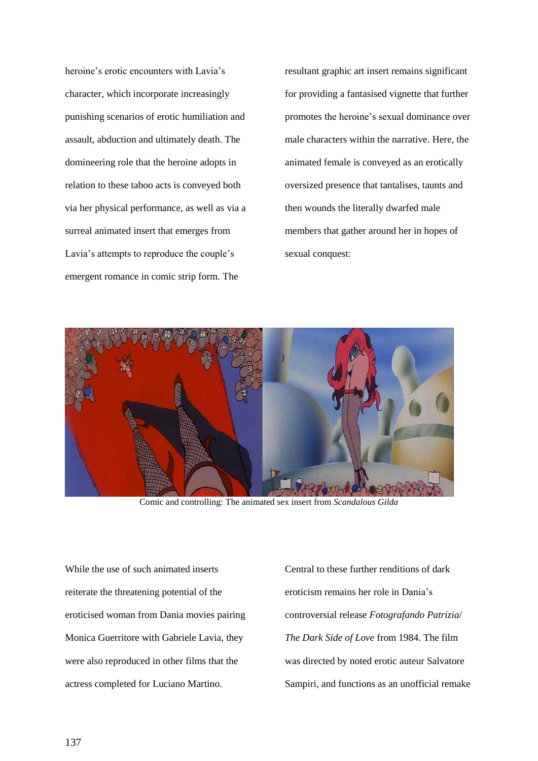heroine's erotic encounters with Lavia's character, which incorporate increasingly punishing scenarios of erotic humiliation and assault, abduction and ultimately death. The domineering role that the heroine adopts in relation to these taboo acts is conveyed both via her physical performance, as well as via a surreal animated insert that emerges from Lavia's attempts to reproduce the couple's emergent romance in comic strip form. The resultant graphic art insert remains significant for providing a fantasised vignette that further promotes the heroine's sexual dominance over male characters within the narrative. Here, the animated female is conveyed as an erotically oversized presence that tantalises, taunts and then wounds the literally dwarfed male members that gather around her in hopes of sexual conquest:

Comic and controlling: The animated sex insert from *Scandalous Gilda*

While the use of such animated inserts reiterate the threatening potential of the eroticised woman from Dania movies pairing Monica Guerritore with Gabriele Lavia, they were also reproduced in other films that the actress completed for Luciano Martino.

Central to these further renditions of dark eroticism remains her role in Dania's controversial release *Fotografando Patrizia/ The Dark Side of Love* from 1984. The film was directed by noted erotic auteur Salvatore Sampiri, and functions as an unofficial remake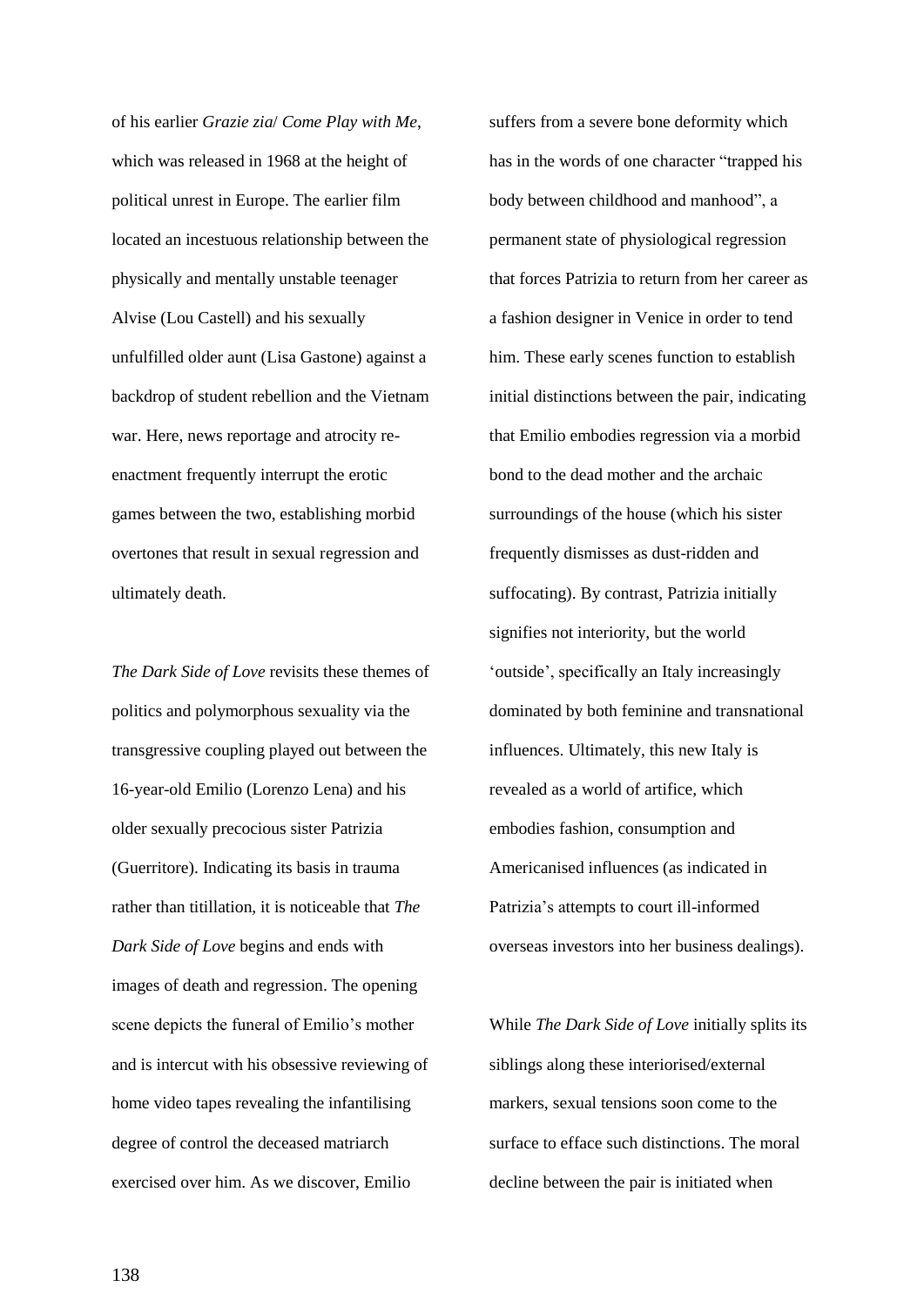of his earlier *Grazie zia*/ *Come Play with Me*, which was released in 1968 at the height of political unrest in Europe. The earlier film located an incestuous relationship between the physically and mentally unstable teenager Alvise (Lou Castell) and his sexually unfulfilled older aunt (Lisa Gastone) against a backdrop of student rebellion and the Vietnam war. Here, news reportage and atrocity re-enactment frequently interrupt the erotic games between the two, establishing morbid overtones that result in sexual regression and ultimately death.

*The Dark Side of Love* revisits these themes of politics and polymorphous sexuality via the transgressive coupling played out between the 16-year-old Emilio (Lorenzo Lena) and his older sexually precocious sister Patrizia (Guerritore). Indicating its basis in trauma rather than titillation, it is noticeable that *The Dark Side of Love* begins and ends with images of death and regression. The opening scene depicts the funeral of Emilio's mother and is intercut with his obsessive reviewing of home video tapes revealing the infantilising degree of control the deceased matriarch exercised over him. As we discover, Emilio suffers from a severe bone deformity which has in the words of one character "trapped his body between childhood and manhood", a permanent state of physiological regression that forces Patrizia to return from her career as a fashion designer in Venice in order to tend him. These early scenes function to establish initial distinctions between the pair, indicating that Emilio embodies regression via a morbid bond to the dead mother and the archaic surroundings of the house (which his sister frequently dismisses as dust-ridden and suffocating). By contrast, Patrizia initially signifies not interiority, but the world 'outside', specifically an Italy increasingly dominated by both feminine and transnational influences. Ultimately, this new Italy is revealed as a world of artifice, which embodies fashion, consumption and Americanised influences (as indicated in Patrizia's attempts to court ill-informed overseas investors into her business dealings).

While *The Dark Side of Love* initially splits its siblings along these interiorised/external markers, sexual tensions soon come to the surface to efface such distinctions. The moral decline between the pair is initiated when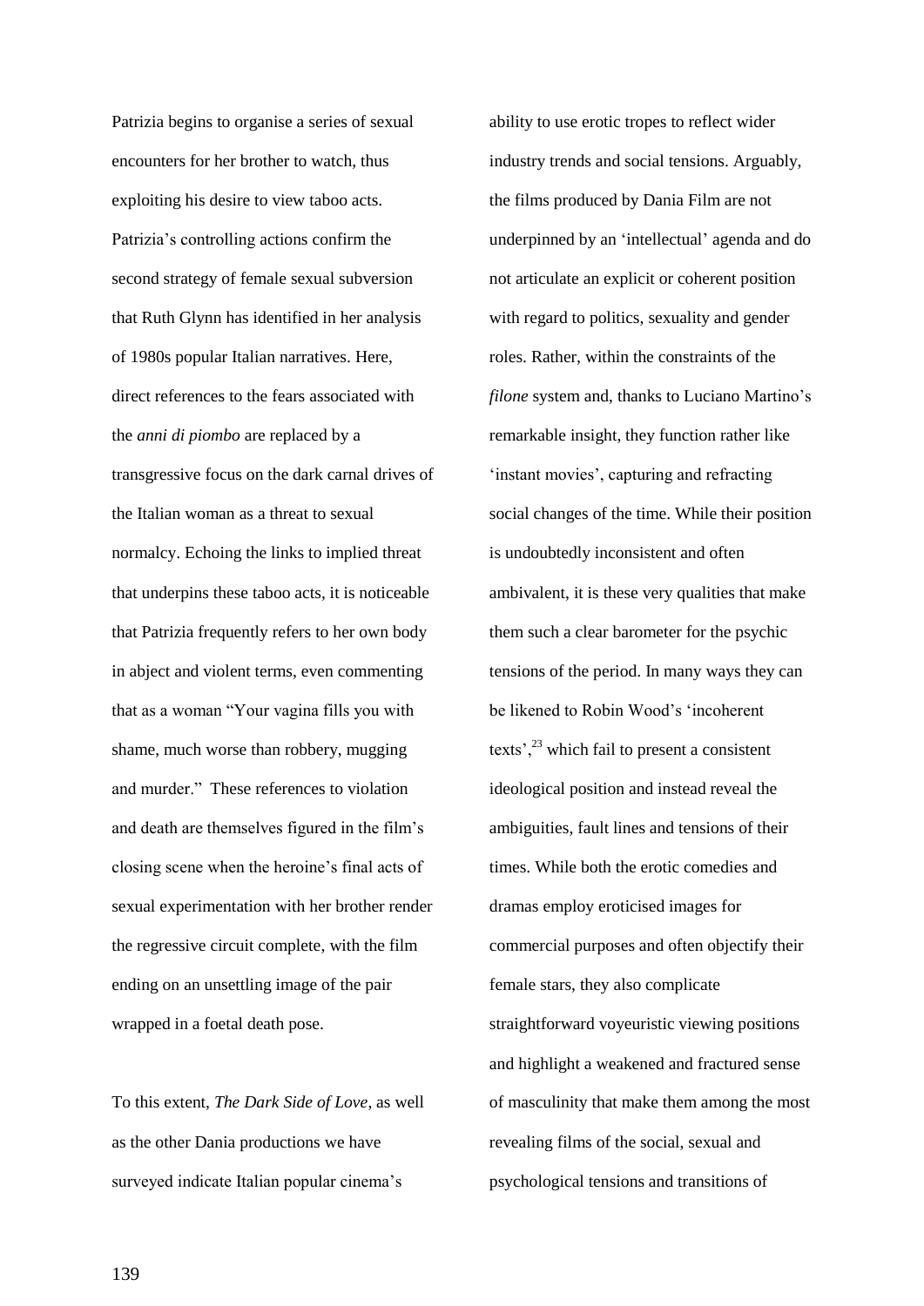Patrizia begins to organise a series of sexual encounters for her brother to watch, thus exploiting his desire to view taboo acts. Patrizia's controlling actions confirm the second strategy of female sexual subversion that Ruth Glynn has identified in her analysis of 1980s popular Italian narratives. Here, direct references to the fears associated with the *anni di piombo* are replaced by a transgressive focus on the dark carnal drives of the Italian woman as a threat to sexual normalcy. Echoing the links to implied threat that underpins these taboo acts, it is noticeable that Patrizia frequently refers to her own body in abject and violent terms, even commenting that as a woman "Your vagina fills you with shame, much worse than robbery, mugging and murder." These references to violation and death are themselves figured in the film's closing scene when the heroine's final acts of sexual experimentation with her brother render the regressive circuit complete, with the film ending on an unsettling image of the pair wrapped in a foetal death pose.

To this extent, *The Dark Side of Love*, as well as the other Dania productions we have surveyed indicate Italian popular cinema's ability to use erotic tropes to reflect wider industry trends and social tensions. Arguably, the films produced by Dania Film are not underpinned by an 'intellectual' agenda and do not articulate an explicit or coherent position with regard to politics, sexuality and gender roles. Rather, within the constraints of the *filone* system and, thanks to Luciano Martino's remarkable insight, they function rather like 'instant movies', capturing and refracting social changes of the time. While their position is undoubtedly inconsistent and often ambivalent, it is these very qualities that make them such a clear barometer for the psychic tensions of the period. In many ways they can be likened to Robin Wood's 'incoherent texts',[23] which fail to present a consistent ideological position and instead reveal the ambiguities, fault lines and tensions of their times. While both the erotic comedies and dramas employ eroticised images for commercial purposes and often objectify their female stars, they also complicate straightforward voyeuristic viewing positions and highlight a weakened and fractured sense of masculinity that make them among the most revealing films of the social, sexual and psychological tensions and transitions of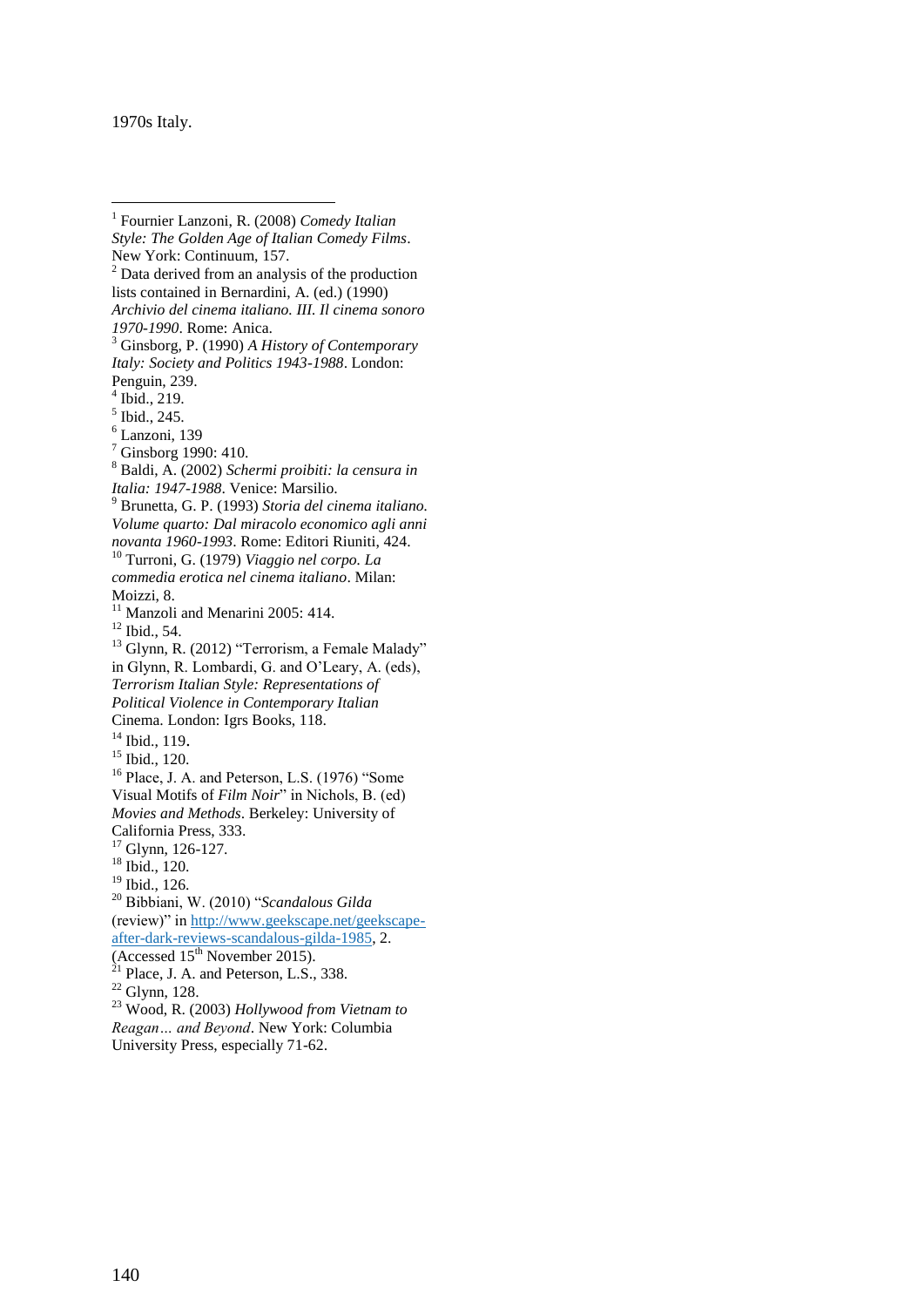1970s Italy.

---

[1] Fournier Lanzoni, R. (2008) *Comedy Italian Style: The Golden Age of Italian Comedy Films*. New York: Continuum, 157.

[2] Data derived from an analysis of the production lists contained in Bernardini, A. (ed.) (1990) *Archivio del cinema italiano. III. Il cinema sonoro 1970-1990*. Rome: Anica.

[3] Ginsborg, P. (1990) *A History of Contemporary Italy: Society and Politics 1943-1988*. London: Penguin, 239.

[4] Ibid., 219.

[5] Ibid., 245.

[6] Lanzoni, 139

[7] Ginsborg 1990: 410.

[8] Baldi, A. (2002) *Schermi proibiti: la censura in Italia: 1947-1988*. Venice: Marsilio.

[9] Brunetta, G. P. (1993) *Storia del cinema italiano. Volume quarto: Dal miracolo economico agli anni novanta 1960-1993*. Rome: Editori Riuniti, 424.

[10] Turroni, G. (1979) *Viaggio nel corpo. La commedia erotica nel cinema italiano*. Milan: Moizzi, 8.

[11] Manzoli and Menarini 2005: 414.

[12] Ibid., 54.

[13] Glynn, R. (2012) "Terrorism, a Female Malady" in Glynn, R. Lombardi, G. and O'Leary, A. (eds), *Terrorism Italian Style: Representations of Political Violence in Contemporary Italian* Cinema. London: Igrs Books, 118.

[14] Ibid., 119.

[15] Ibid., 120.

[16] Place, J. A. and Peterson, L.S. (1976) "Some Visual Motifs of *Film Noir*" in Nichols, B. (ed) *Movies and Methods*. Berkeley: University of California Press, 333.

[17] Glynn, 126-127.

[18] Ibid., 120.

[19] Ibid., 126.

[20] Bibbiani, W. (2010) "*Scandalous Gilda* (review)" in http://www.geekscape.net/geekscape-after-dark-reviews-scandalous-gilda-1985, 2. (Accessed 15th November 2015).

[21] Place, J. A. and Peterson, L.S., 338.

[22] Glynn, 128.

[23] Wood, R. (2003) *Hollywood from Vietnam to Reagan… and Beyond*. New York: Columbia University Press, especially 71-62.